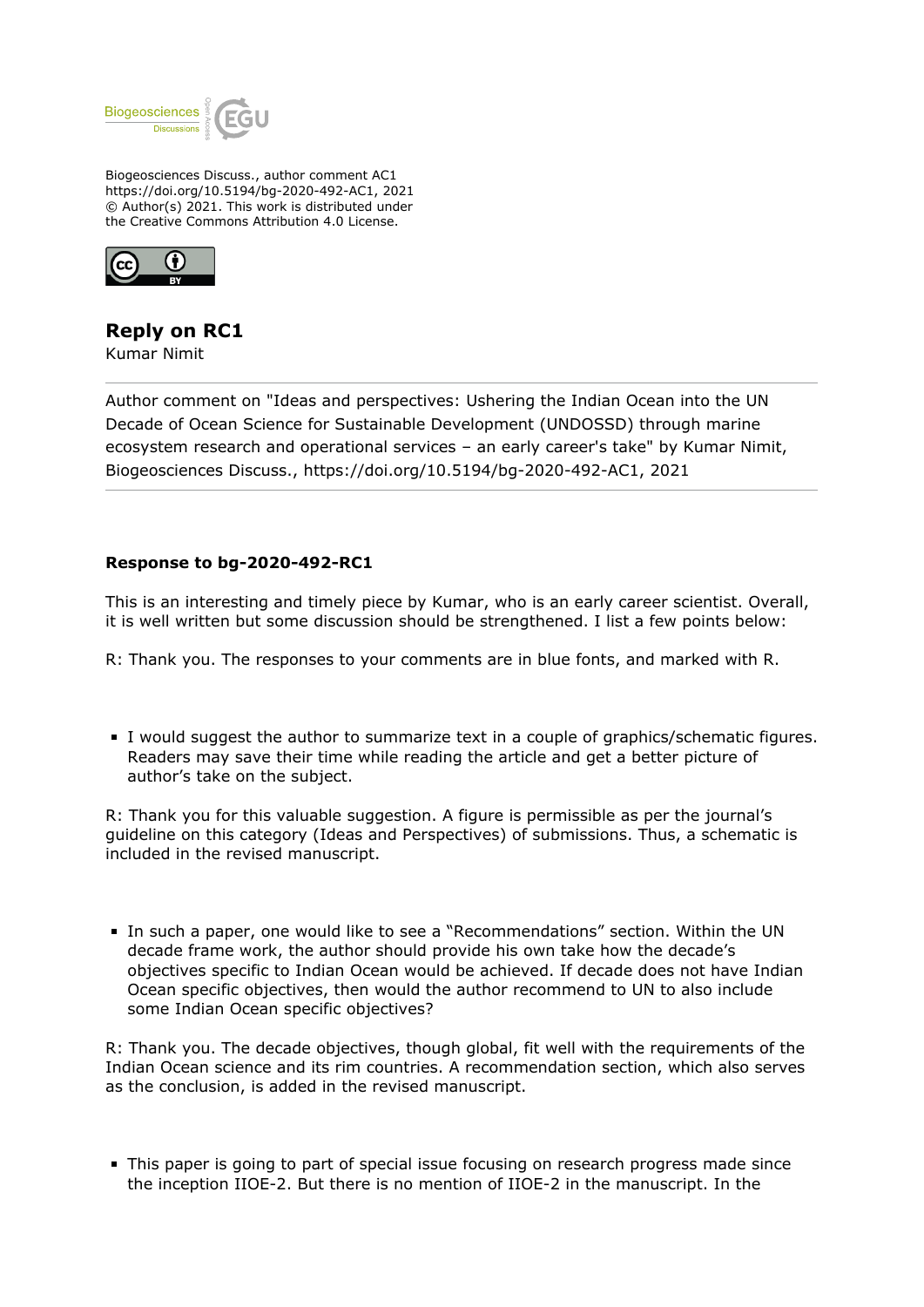Biogeosciences Discuss., author comment AC1
https://doi.org/10.5194/bg-2020-492-AC1, 2021
© Author(s) 2021. This work is distributed under
the Creative Commons Attribution 4.0 License.

# Reply on RC1

Kumar Nimit

---

Author comment on "Ideas and perspectives: Ushering the Indian Ocean into the UN Decade of Ocean Science for Sustainable Development (UNDOSSD) through marine ecosystem research and operational services – an early career's take" by Kumar Nimit, Biogeosciences Discuss., https://doi.org/10.5194/bg-2020-492-AC1, 2021

---

**Response to bg-2020-492-RC1**

This is an interesting and timely piece by Kumar, who is an early career scientist. Overall, it is well written but some discussion should be strengthened. I list a few points below:

R: Thank you. The responses to your comments are in blue fonts, and marked with R.

- I would suggest the author to summarize text in a couple of graphics/schematic figures. Readers may save their time while reading the article and get a better picture of author's take on the subject.

R: Thank you for this valuable suggestion. A figure is permissible as per the journal's guideline on this category (Ideas and Perspectives) of submissions. Thus, a schematic is included in the revised manuscript.

- In such a paper, one would like to see a "Recommendations" section. Within the UN decade frame work, the author should provide his own take how the decade's objectives specific to Indian Ocean would be achieved. If decade does not have Indian Ocean specific objectives, then would the author recommend to UN to also include some Indian Ocean specific objectives?

R: Thank you. The decade objectives, though global, fit well with the requirements of the Indian Ocean science and its rim countries. A recommendation section, which also serves as the conclusion, is added in the revised manuscript.

- This paper is going to part of special issue focusing on research progress made since the inception IIOE-2. But there is no mention of IIOE-2 in the manuscript. In the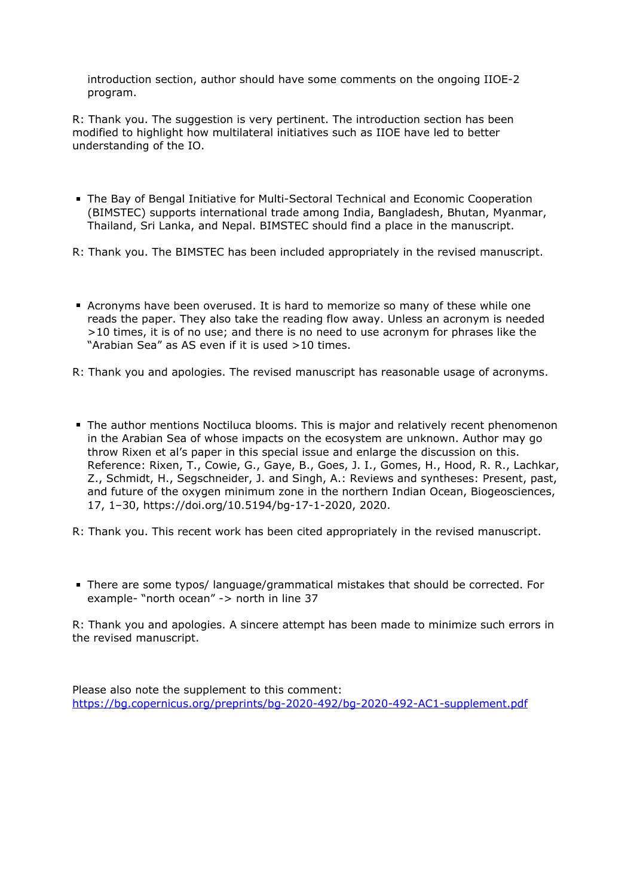introduction section, author should have some comments on the ongoing IIOE-2 program.

R: Thank you. The suggestion is very pertinent. The introduction section has been modified to highlight how multilateral initiatives such as IIOE have led to better understanding of the IO.

- The Bay of Bengal Initiative for Multi-Sectoral Technical and Economic Cooperation (BIMSTEC) supports international trade among India, Bangladesh, Bhutan, Myanmar, Thailand, Sri Lanka, and Nepal. BIMSTEC should find a place in the manuscript.

R: Thank you. The BIMSTEC has been included appropriately in the revised manuscript.

- Acronyms have been overused. It is hard to memorize so many of these while one reads the paper. They also take the reading flow away. Unless an acronym is needed >10 times, it is of no use; and there is no need to use acronym for phrases like the "Arabian Sea" as AS even if it is used >10 times.

R: Thank you and apologies. The revised manuscript has reasonable usage of acronyms.

- The author mentions Noctiluca blooms. This is major and relatively recent phenomenon in the Arabian Sea of whose impacts on the ecosystem are unknown. Author may go throw Rixen et al's paper in this special issue and enlarge the discussion on this. Reference: Rixen, T., Cowie, G., Gaye, B., Goes, J. I., Gomes, H., Hood, R. R., Lachkar, Z., Schmidt, H., Segschneider, J. and Singh, A.: Reviews and syntheses: Present, past, and future of the oxygen minimum zone in the northern Indian Ocean, Biogeosciences, 17, 1–30, https://doi.org/10.5194/bg-17-1-2020, 2020.

R: Thank you. This recent work has been cited appropriately in the revised manuscript.

- There are some typos/ language/grammatical mistakes that should be corrected. For example- "north ocean" -> north in line 37

R: Thank you and apologies. A sincere attempt has been made to minimize such errors in the revised manuscript.

Please also note the supplement to this comment:
https://bg.copernicus.org/preprints/bg-2020-492/bg-2020-492-AC1-supplement.pdf